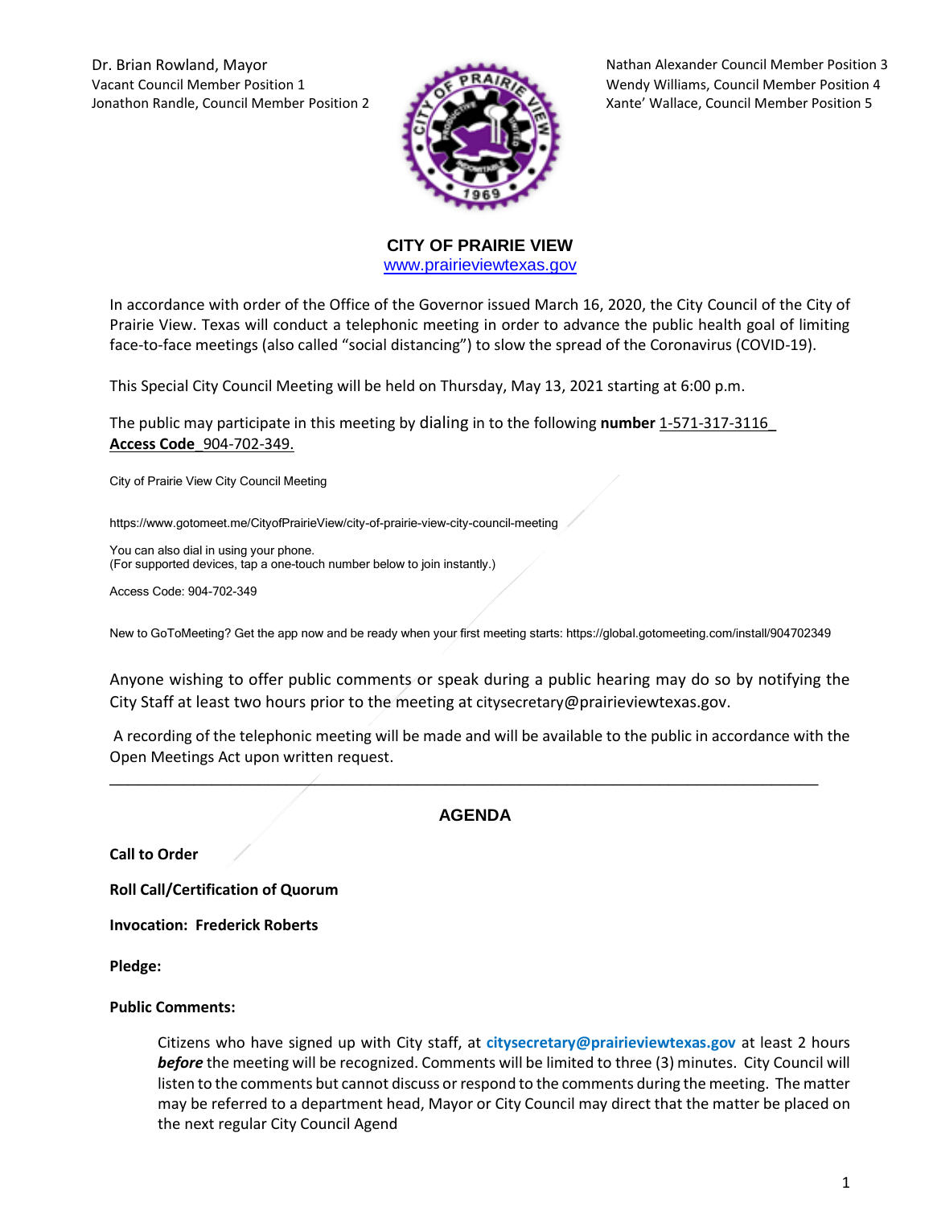Dr. Brian Rowland, Mayor
Vacant Council Member Position 1
Jonathon Randle, Council Member Position 2

Nathan Alexander Council Member Position 3
Wendy Williams, Council Member Position 4
Xante' Wallace, Council Member Position 5

**CITY OF PRAIRIE VIEW**
www.prairieviewtexas.gov

In accordance with order of the Office of the Governor issued March 16, 2020, the City Council of the City of Prairie View. Texas will conduct a telephonic meeting in order to advance the public health goal of limiting face-to-face meetings (also called "social distancing") to slow the spread of the Coronavirus (COVID-19).

This Special City Council Meeting will be held on Thursday, May 13, 2021 starting at 6:00 p.m.

The public may participate in this meeting by dialing in to the following **number** 1-571-317-3116_ **Access Code**_904-702-349.

City of Prairie View City Council Meeting

https://www.gotomeet.me/CityofPrairieView/city-of-prairie-view-city-council-meeting

You can also dial in using your phone.
(For supported devices, tap a one-touch number below to join instantly.)

Access Code: 904-702-349

New to GoToMeeting? Get the app now and be ready when your first meeting starts: https://global.gotomeeting.com/install/904702349

Anyone wishing to offer public comments or speak during a public hearing may do so by notifying the City Staff at least two hours prior to the meeting at citysecretary@prairieviewtexas.gov.

A recording of the telephonic meeting will be made and will be available to the public in accordance with the Open Meetings Act upon written request.

---

## AGENDA

**Call to Order**

**Roll Call/Certification of Quorum**

**Invocation: Frederick Roberts**

**Pledge:**

**Public Comments:**

Citizens who have signed up with City staff, at **citysecretary@prairieviewtexas.gov** at least 2 hours ***before*** the meeting will be recognized. Comments will be limited to three (3) minutes. City Council will listen to the comments but cannot discuss or respond to the comments during the meeting. The matter may be referred to a department head, Mayor or City Council may direct that the matter be placed on the next regular City Council Agend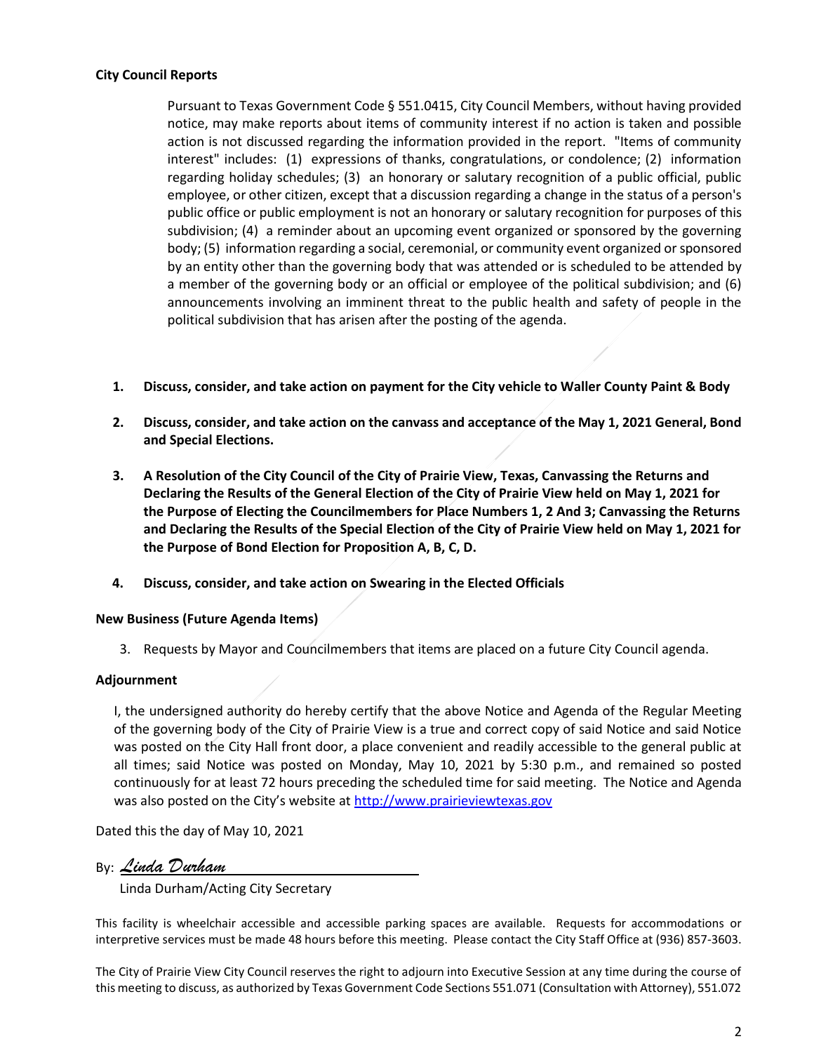**City Council Reports**

Pursuant to Texas Government Code § 551.0415, City Council Members, without having provided notice, may make reports about items of community interest if no action is taken and possible action is not discussed regarding the information provided in the report. "Items of community interest" includes: (1) expressions of thanks, congratulations, or condolence; (2) information regarding holiday schedules; (3) an honorary or salutary recognition of a public official, public employee, or other citizen, except that a discussion regarding a change in the status of a person's public office or public employment is not an honorary or salutary recognition for purposes of this subdivision; (4) a reminder about an upcoming event organized or sponsored by the governing body; (5) information regarding a social, ceremonial, or community event organized or sponsored by an entity other than the governing body that was attended or is scheduled to be attended by a member of the governing body or an official or employee of the political subdivision; and (6) announcements involving an imminent threat to the public health and safety of people in the political subdivision that has arisen after the posting of the agenda.

1. **Discuss, consider, and take action on payment for the City vehicle to Waller County Paint & Body**

2. **Discuss, consider, and take action on the canvass and acceptance of the May 1, 2021 General, Bond and Special Elections.**

3. **A Resolution of the City Council of the City of Prairie View, Texas, Canvassing the Returns and Declaring the Results of the General Election of the City of Prairie View held on May 1, 2021 for the Purpose of Electing the Councilmembers for Place Numbers 1, 2 And 3; Canvassing the Returns and Declaring the Results of the Special Election of the City of Prairie View held on May 1, 2021 for the Purpose of Bond Election for Proposition A, B, C, D.**

4. **Discuss, consider, and take action on Swearing in the Elected Officials**

**New Business (Future Agenda Items)**

3. Requests by Mayor and Councilmembers that items are placed on a future City Council agenda.

**Adjournment**

I, the undersigned authority do hereby certify that the above Notice and Agenda of the Regular Meeting of the governing body of the City of Prairie View is a true and correct copy of said Notice and said Notice was posted on the City Hall front door, a place convenient and readily accessible to the general public at all times; said Notice was posted on Monday, May 10, 2021 by 5:30 p.m., and remained so posted continuously for at least 72 hours preceding the scheduled time for said meeting. The Notice and Agenda was also posted on the City's website at http://www.prairieviewtexas.gov

Dated this the day of May 10, 2021

By: *Linda Durham*

Linda Durham/Acting City Secretary

This facility is wheelchair accessible and accessible parking spaces are available. Requests for accommodations or interpretive services must be made 48 hours before this meeting. Please contact the City Staff Office at (936) 857-3603.

The City of Prairie View City Council reserves the right to adjourn into Executive Session at any time during the course of this meeting to discuss, as authorized by Texas Government Code Sections 551.071 (Consultation with Attorney), 551.072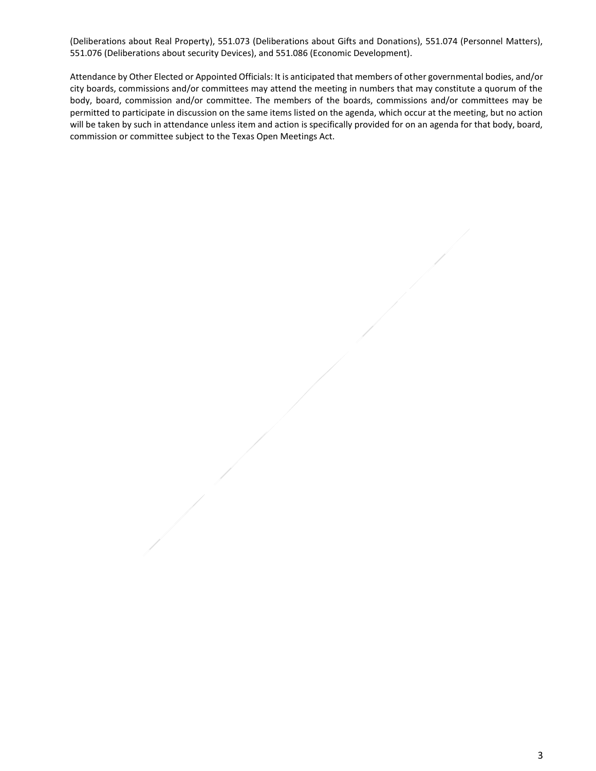(Deliberations about Real Property), 551.073 (Deliberations about Gifts and Donations), 551.074 (Personnel Matters), 551.076 (Deliberations about security Devices), and 551.086 (Economic Development).

Attendance by Other Elected or Appointed Officials: It is anticipated that members of other governmental bodies, and/or city boards, commissions and/or committees may attend the meeting in numbers that may constitute a quorum of the body, board, commission and/or committee. The members of the boards, commissions and/or committees may be permitted to participate in discussion on the same items listed on the agenda, which occur at the meeting, but no action will be taken by such in attendance unless item and action is specifically provided for on an agenda for that body, board, commission or committee subject to the Texas Open Meetings Act.